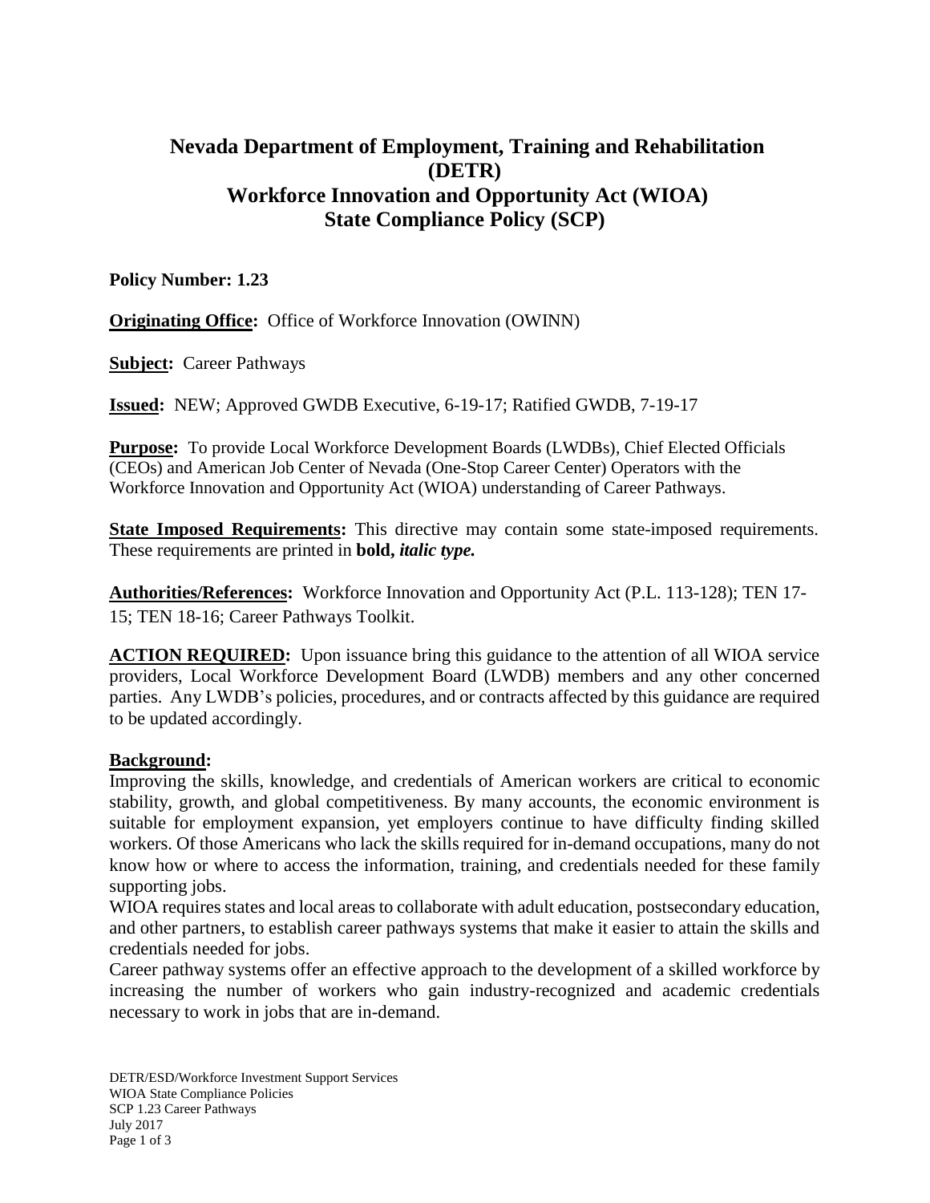# Nevada Department of Employment, Training and Rehabilitation (DETR)
# Workforce Innovation and Opportunity Act (WIOA)
# State Compliance Policy (SCP)

**Policy Number: 1.23**

**Originating Office:** Office of Workforce Innovation (OWINN)

**Subject:** Career Pathways

**Issued:** NEW; Approved GWDB Executive, 6-19-17; Ratified GWDB, 7-19-17

**Purpose:** To provide Local Workforce Development Boards (LWDBs), Chief Elected Officials (CEOs) and American Job Center of Nevada (One-Stop Career Center) Operators with the Workforce Innovation and Opportunity Act (WIOA) understanding of Career Pathways.

**State Imposed Requirements:** This directive may contain some state-imposed requirements. These requirements are printed in **bold,** ***italic type.***

**Authorities/References:** Workforce Innovation and Opportunity Act (P.L. 113-128); TEN 17-15; TEN 18-16; Career Pathways Toolkit.

**ACTION REQUIRED:** Upon issuance bring this guidance to the attention of all WIOA service providers, Local Workforce Development Board (LWDB) members and any other concerned parties. Any LWDB's policies, procedures, and or contracts affected by this guidance are required to be updated accordingly.

**Background:**

Improving the skills, knowledge, and credentials of American workers are critical to economic stability, growth, and global competitiveness. By many accounts, the economic environment is suitable for employment expansion, yet employers continue to have difficulty finding skilled workers. Of those Americans who lack the skills required for in-demand occupations, many do not know how or where to access the information, training, and credentials needed for these family supporting jobs.

WIOA requires states and local areas to collaborate with adult education, postsecondary education, and other partners, to establish career pathways systems that make it easier to attain the skills and credentials needed for jobs.

Career pathway systems offer an effective approach to the development of a skilled workforce by increasing the number of workers who gain industry-recognized and academic credentials necessary to work in jobs that are in-demand.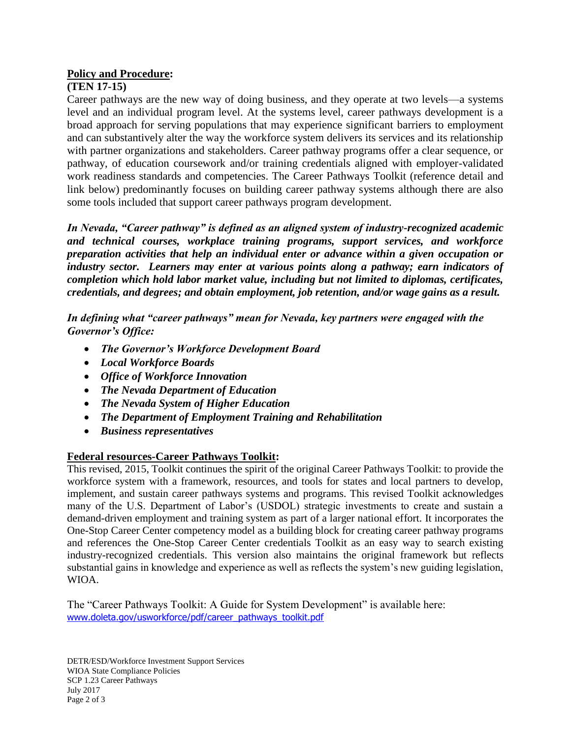**Policy and Procedure:**

**(TEN 17-15)**

Career pathways are the new way of doing business, and they operate at two levels—a systems level and an individual program level. At the systems level, career pathways development is a broad approach for serving populations that may experience significant barriers to employment and can substantively alter the way the workforce system delivers its services and its relationship with partner organizations and stakeholders. Career pathway programs offer a clear sequence, or pathway, of education coursework and/or training credentials aligned with employer-validated work readiness standards and competencies. The Career Pathways Toolkit (reference detail and link below) predominantly focuses on building career pathway systems although there are also some tools included that support career pathways program development.

***In Nevada, "Career pathway" is defined as an aligned system of industry-recognized academic and technical courses, workplace training programs, support services, and workforce preparation activities that help an individual enter or advance within a given occupation or industry sector. Learners may enter at various points along a pathway; earn indicators of completion which hold labor market value, including but not limited to diplomas, certificates, credentials, and degrees; and obtain employment, job retention, and/or wage gains as a result.***

***In defining what "career pathways" mean for Nevada, key partners were engaged with the Governor's Office:***

- ***The Governor's Workforce Development Board***
- ***Local Workforce Boards***
- ***Office of Workforce Innovation***
- ***The Nevada Department of Education***
- ***The Nevada System of Higher Education***
- ***The Department of Employment Training and Rehabilitation***
- ***Business representatives***

**Federal resources-Career Pathways Toolkit:**

This revised, 2015, Toolkit continues the spirit of the original Career Pathways Toolkit: to provide the workforce system with a framework, resources, and tools for states and local partners to develop, implement, and sustain career pathways systems and programs. This revised Toolkit acknowledges many of the U.S. Department of Labor's (USDOL) strategic investments to create and sustain a demand-driven employment and training system as part of a larger national effort. It incorporates the One-Stop Career Center competency model as a building block for creating career pathway programs and references the One-Stop Career Center credentials Toolkit as an easy way to search existing industry-recognized credentials. This version also maintains the original framework but reflects substantial gains in knowledge and experience as well as reflects the system's new guiding legislation, WIOA.

The "Career Pathways Toolkit: A Guide for System Development" is available here:
www.doleta.gov/usworkforce/pdf/career_pathways_toolkit.pdf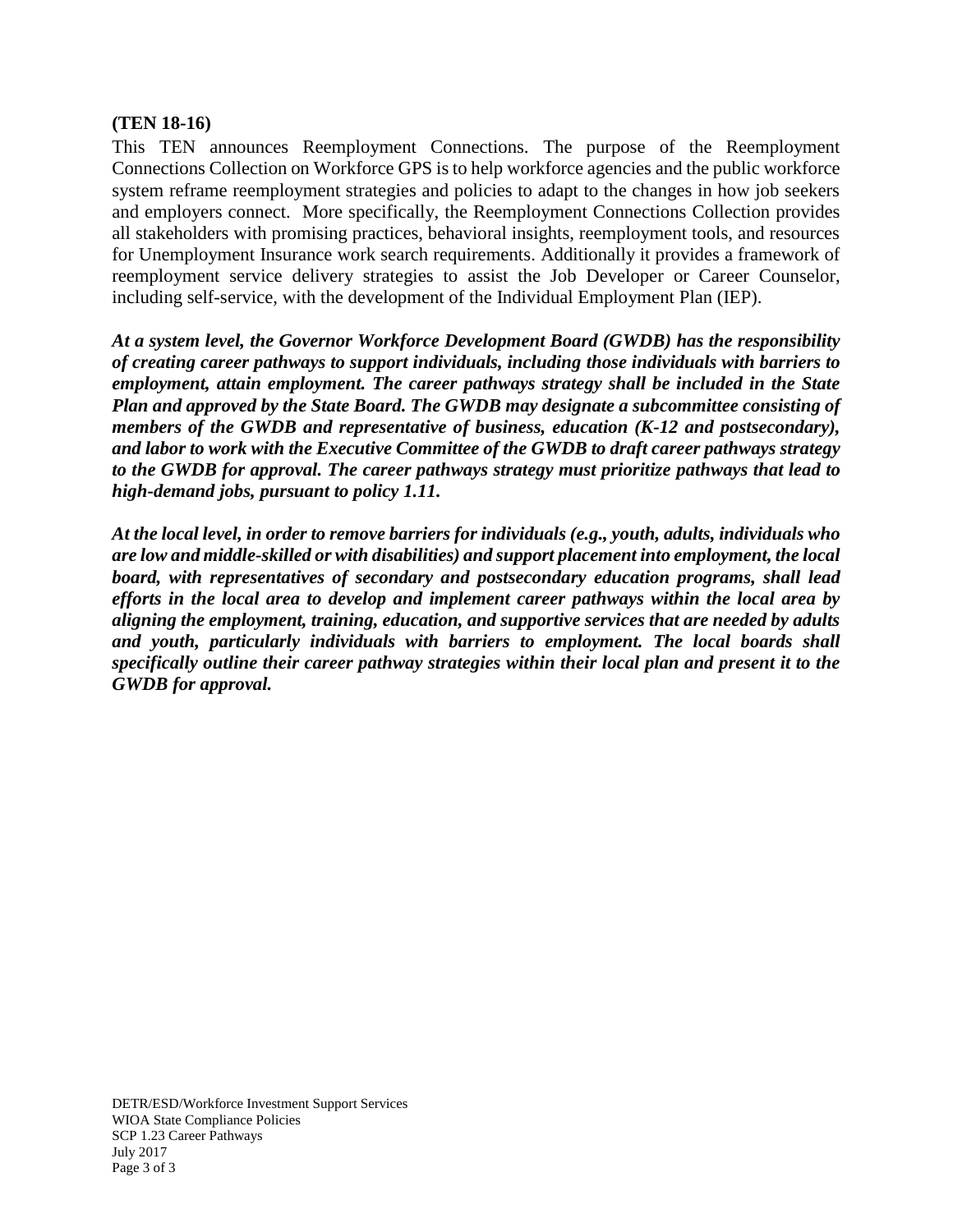**(TEN 18-16)**

This TEN announces Reemployment Connections. The purpose of the Reemployment Connections Collection on Workforce GPS is to help workforce agencies and the public workforce system reframe reemployment strategies and policies to adapt to the changes in how job seekers and employers connect. More specifically, the Reemployment Connections Collection provides all stakeholders with promising practices, behavioral insights, reemployment tools, and resources for Unemployment Insurance work search requirements. Additionally it provides a framework of reemployment service delivery strategies to assist the Job Developer or Career Counselor, including self-service, with the development of the Individual Employment Plan (IEP).

***At a system level, the Governor Workforce Development Board (GWDB) has the responsibility of creating career pathways to support individuals, including those individuals with barriers to employment, attain employment. The career pathways strategy shall be included in the State Plan and approved by the State Board. The GWDB may designate a subcommittee consisting of members of the GWDB and representative of business, education (K-12 and postsecondary), and labor to work with the Executive Committee of the GWDB to draft career pathways strategy to the GWDB for approval. The career pathways strategy must prioritize pathways that lead to high-demand jobs, pursuant to policy 1.11.***

***At the local level, in order to remove barriers for individuals (e.g., youth, adults, individuals who are low and middle-skilled or with disabilities) and support placement into employment, the local board, with representatives of secondary and postsecondary education programs, shall lead efforts in the local area to develop and implement career pathways within the local area by aligning the employment, training, education, and supportive services that are needed by adults and youth, particularly individuals with barriers to employment. The local boards shall specifically outline their career pathway strategies within their local plan and present it to the GWDB for approval.***